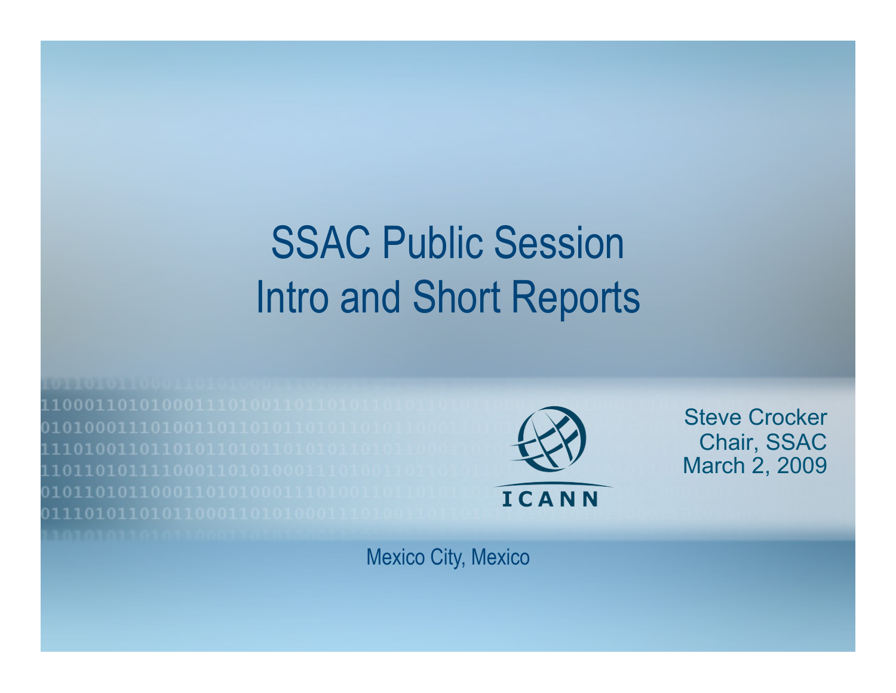# SSAC Public Session
# Intro and Short Reports

Steve Crocker
Chair, SSAC
March 2, 2009

ICANN

Mexico City, Mexico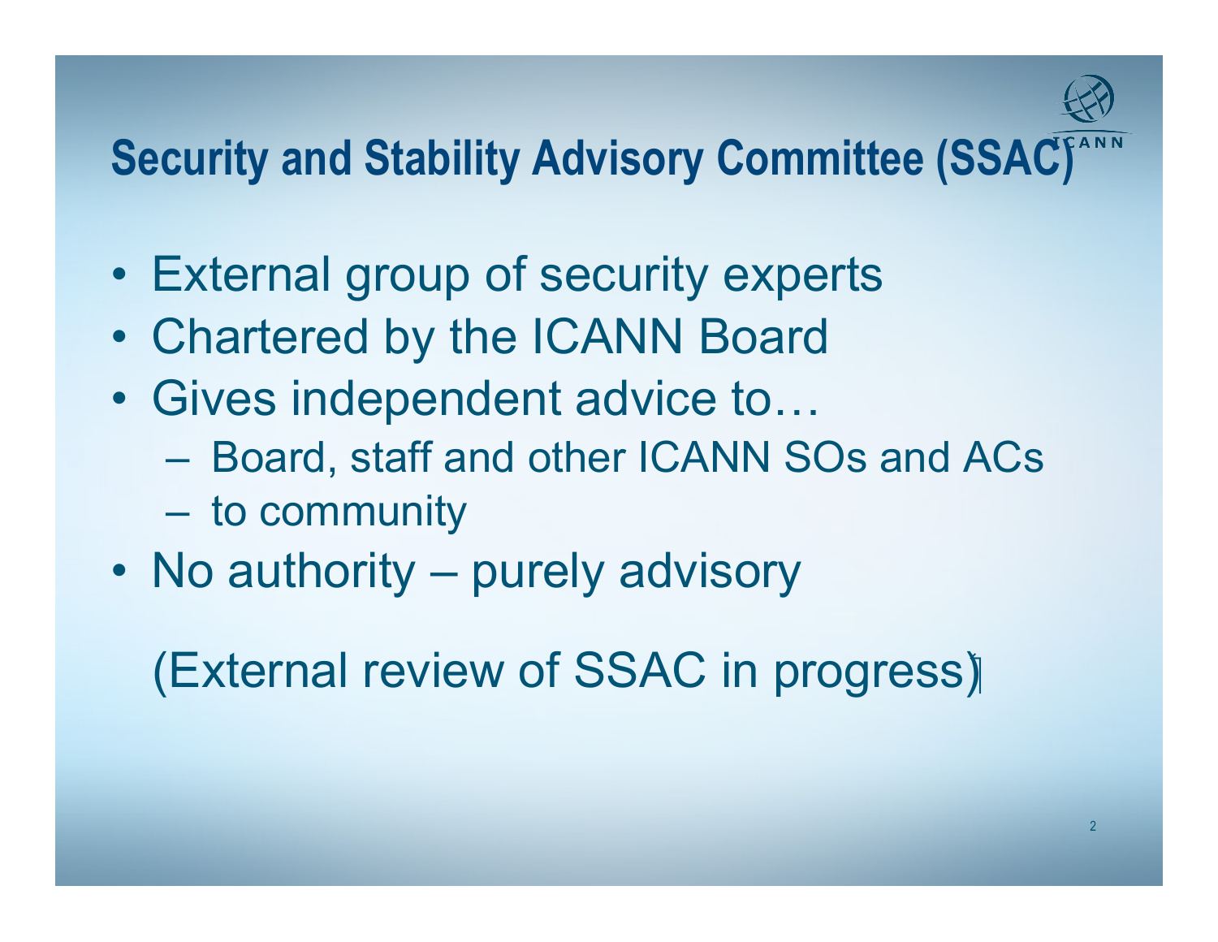# Security and Stability Advisory Committee (SSAC)

- External group of security experts
- Chartered by the ICANN Board
- Gives independent advice to…
  - Board, staff and other ICANN SOs and ACs
  - to community
- No authority – purely advisory

(External review of SSAC in progress)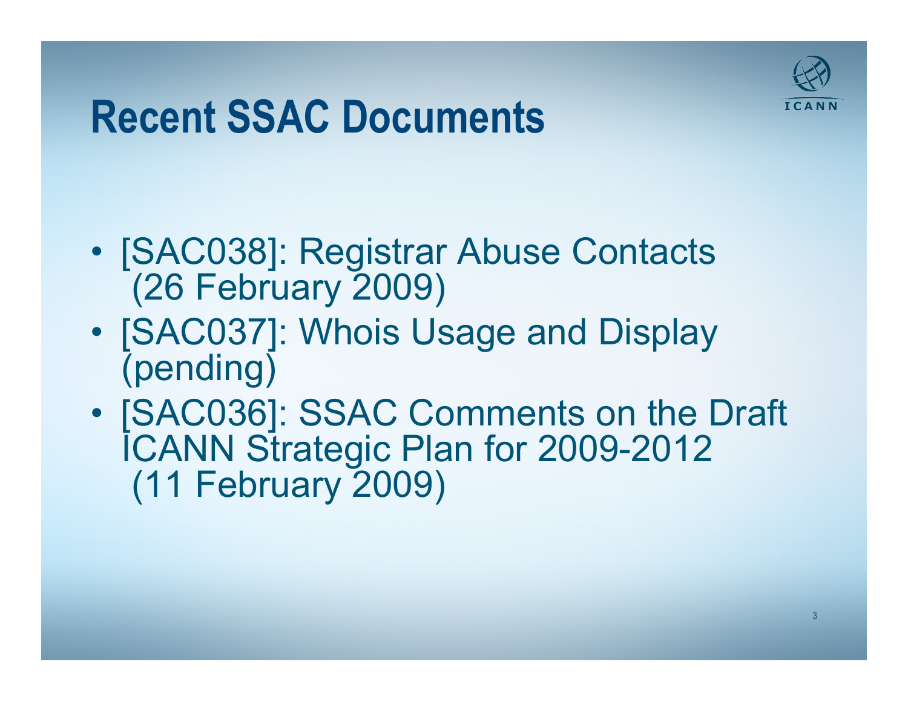# Recent SSAC Documents

- [SAC038]: Registrar Abuse Contacts (26 February 2009)
- [SAC037]: Whois Usage and Display (pending)
- [SAC036]: SSAC Comments on the Draft ICANN Strategic Plan for 2009-2012 (11 February 2009)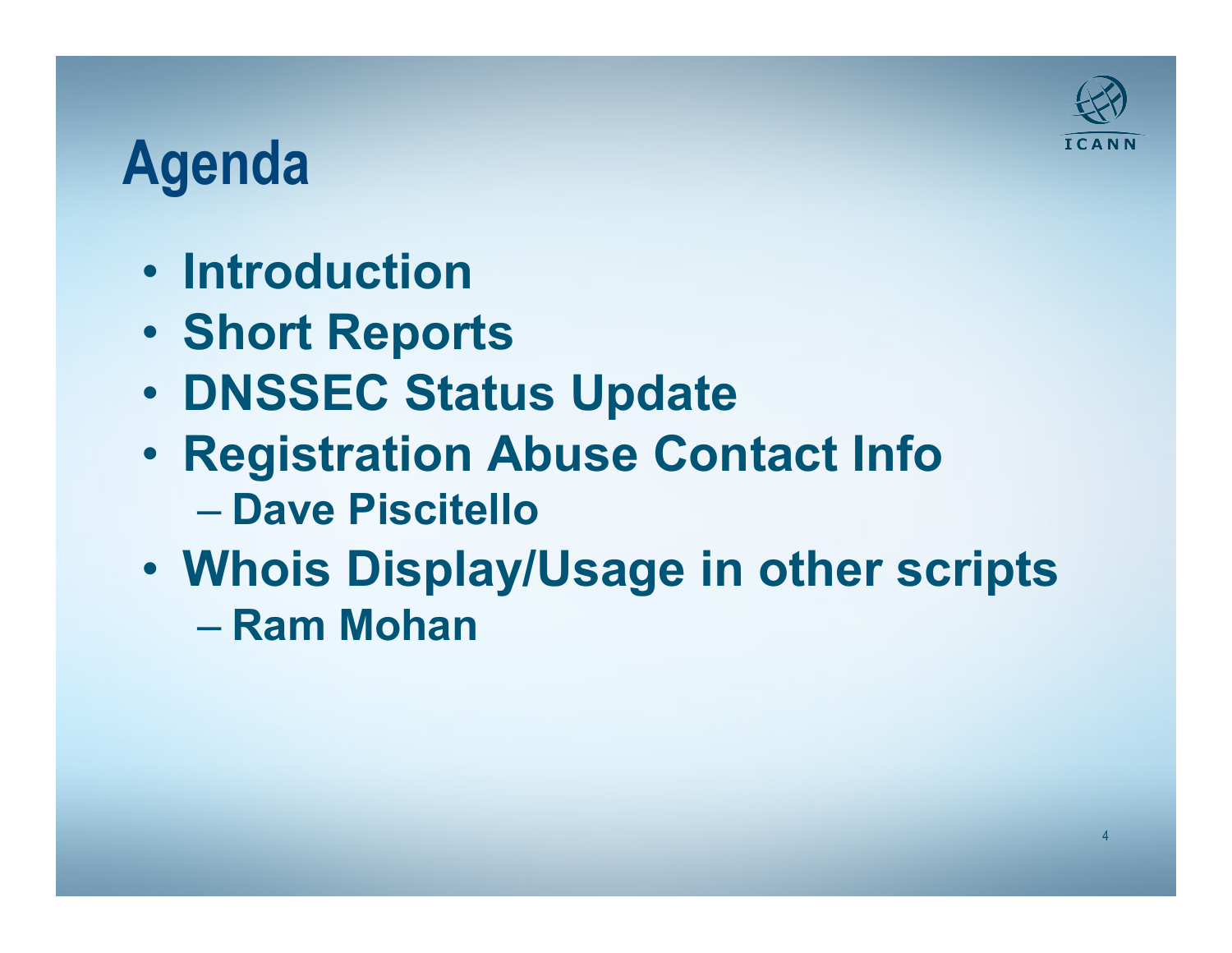# Agenda

- Introduction
- Short Reports
- DNSSEC Status Update
- Registration Abuse Contact Info
  - Dave Piscitello
- Whois Display/Usage in other scripts
  - Ram Mohan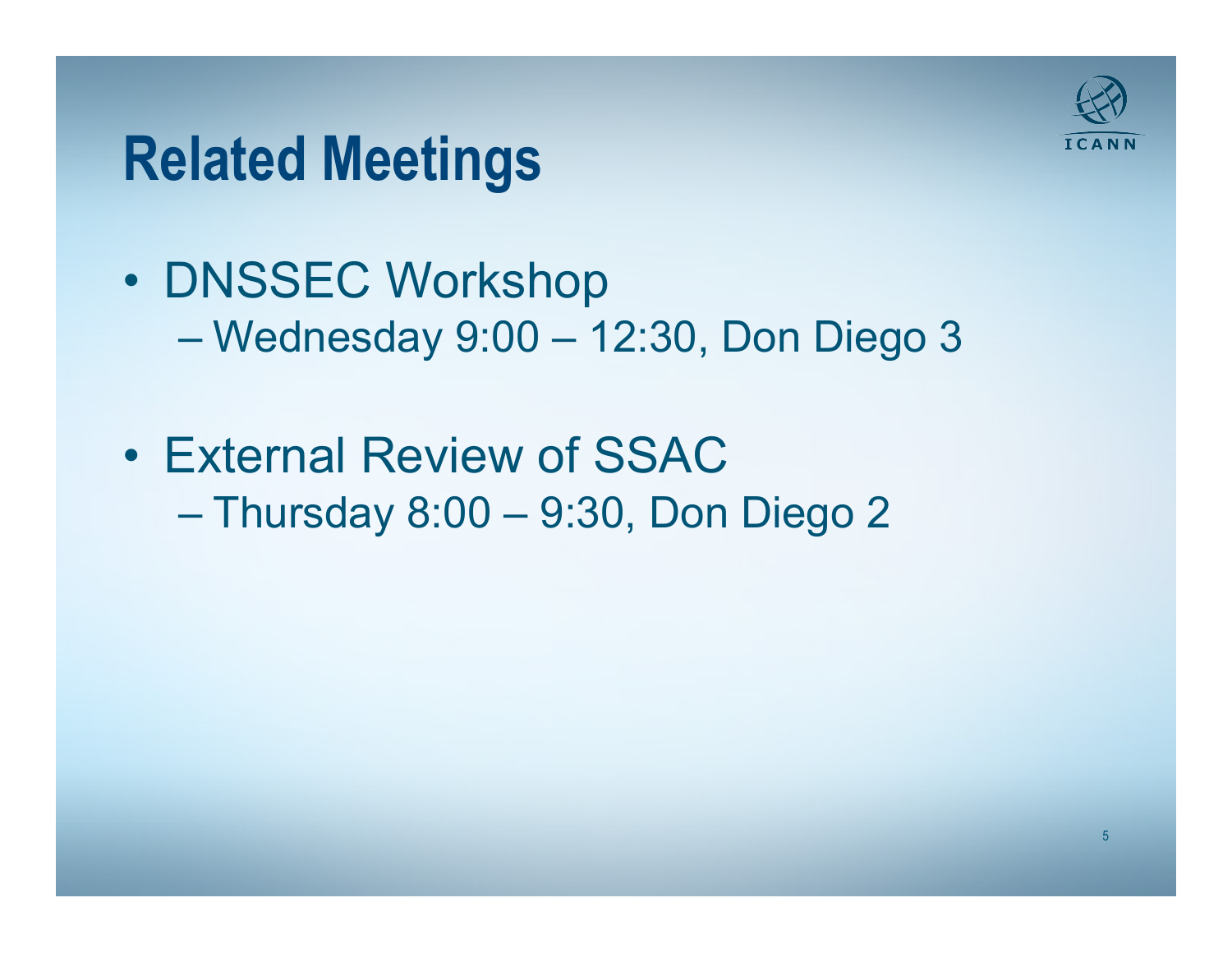# Related Meetings

- DNSSEC Workshop
  - Wednesday 9:00 – 12:30, Don Diego 3
- External Review of SSAC
  - Thursday 8:00 – 9:30, Don Diego 2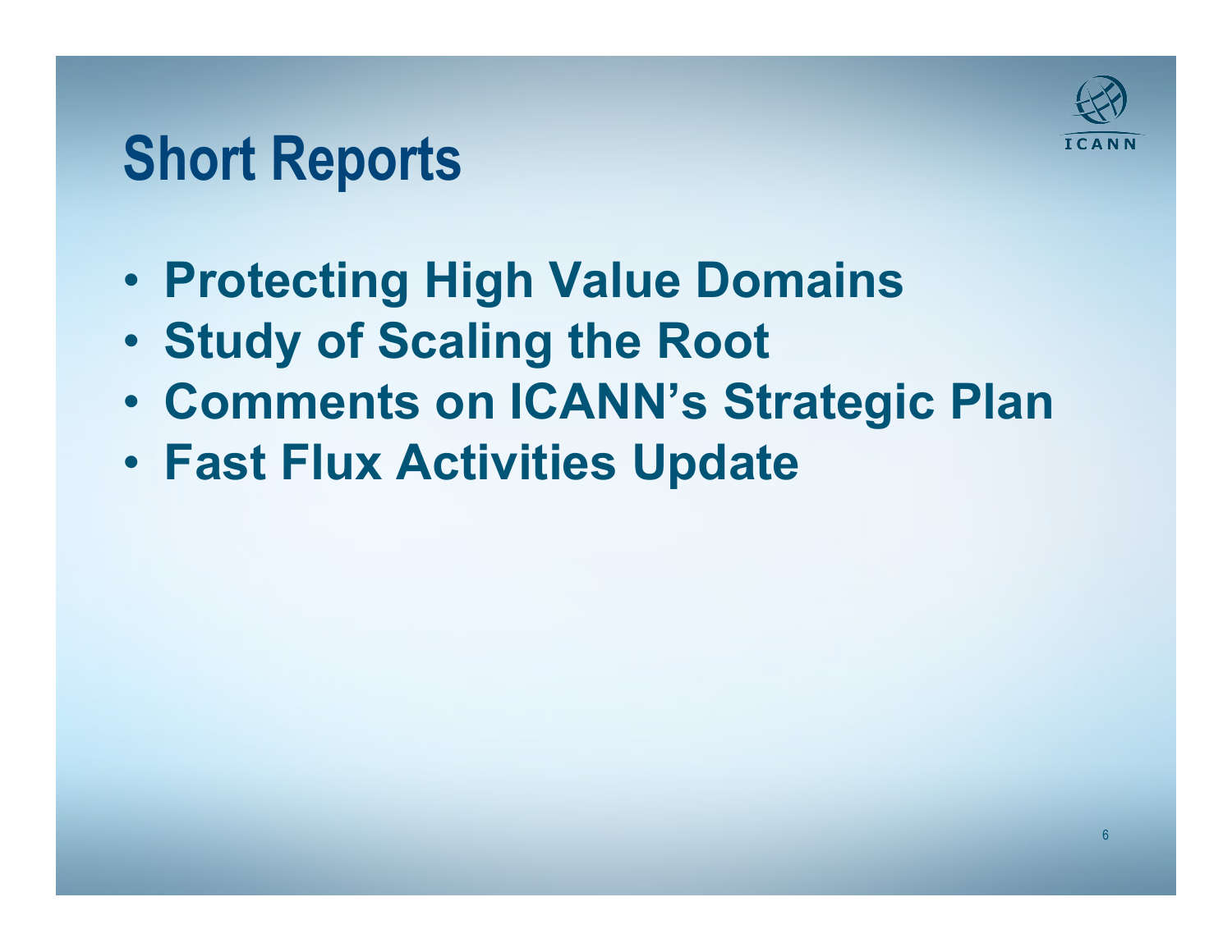# Short Reports

- Protecting High Value Domains
- Study of Scaling the Root
- Comments on ICANN's Strategic Plan
- Fast Flux Activities Update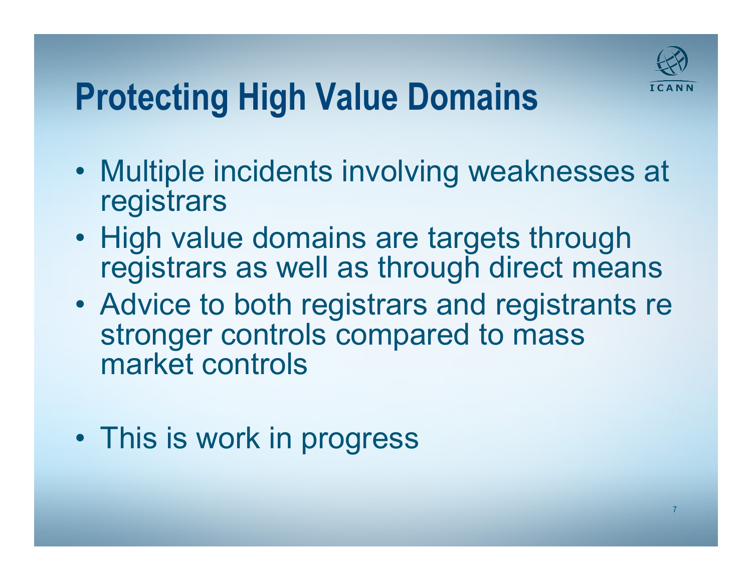# Protecting High Value Domains

- Multiple incidents involving weaknesses at registrars
- High value domains are targets through registrars as well as through direct means
- Advice to both registrars and registrants re stronger controls compared to mass market controls
- This is work in progress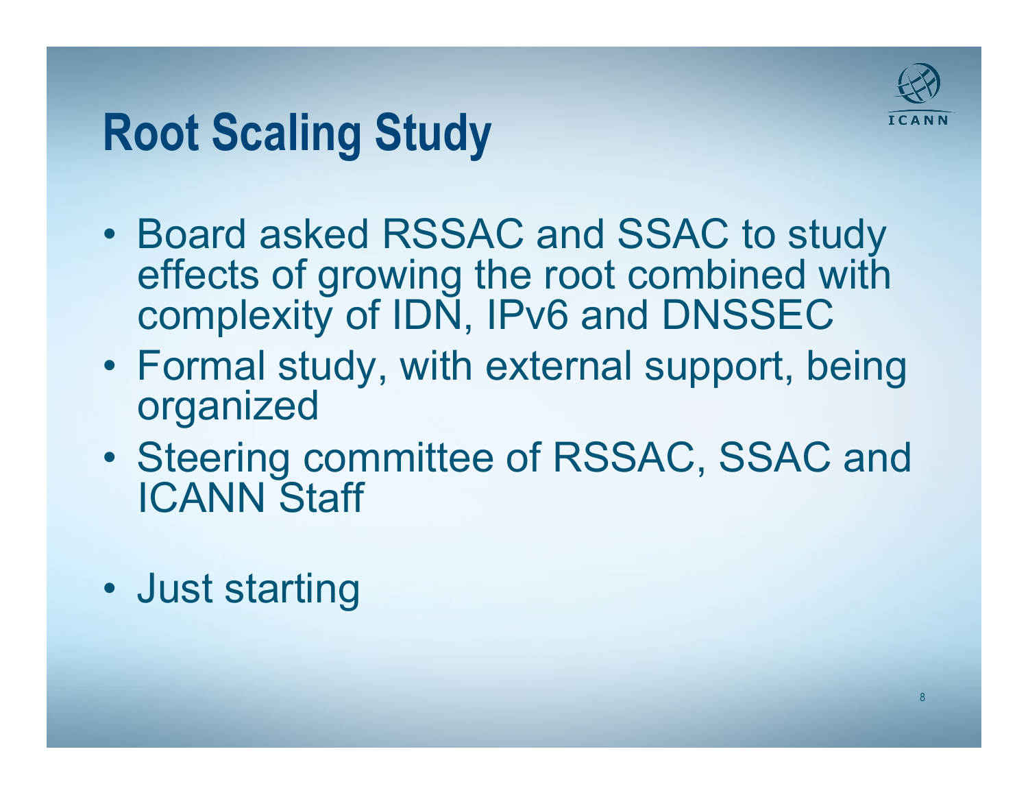# Root Scaling Study

- Board asked RSSAC and SSAC to study effects of growing the root combined with complexity of IDN, IPv6 and DNSSEC
- Formal study, with external support, being organized
- Steering committee of RSSAC, SSAC and ICANN Staff
- Just starting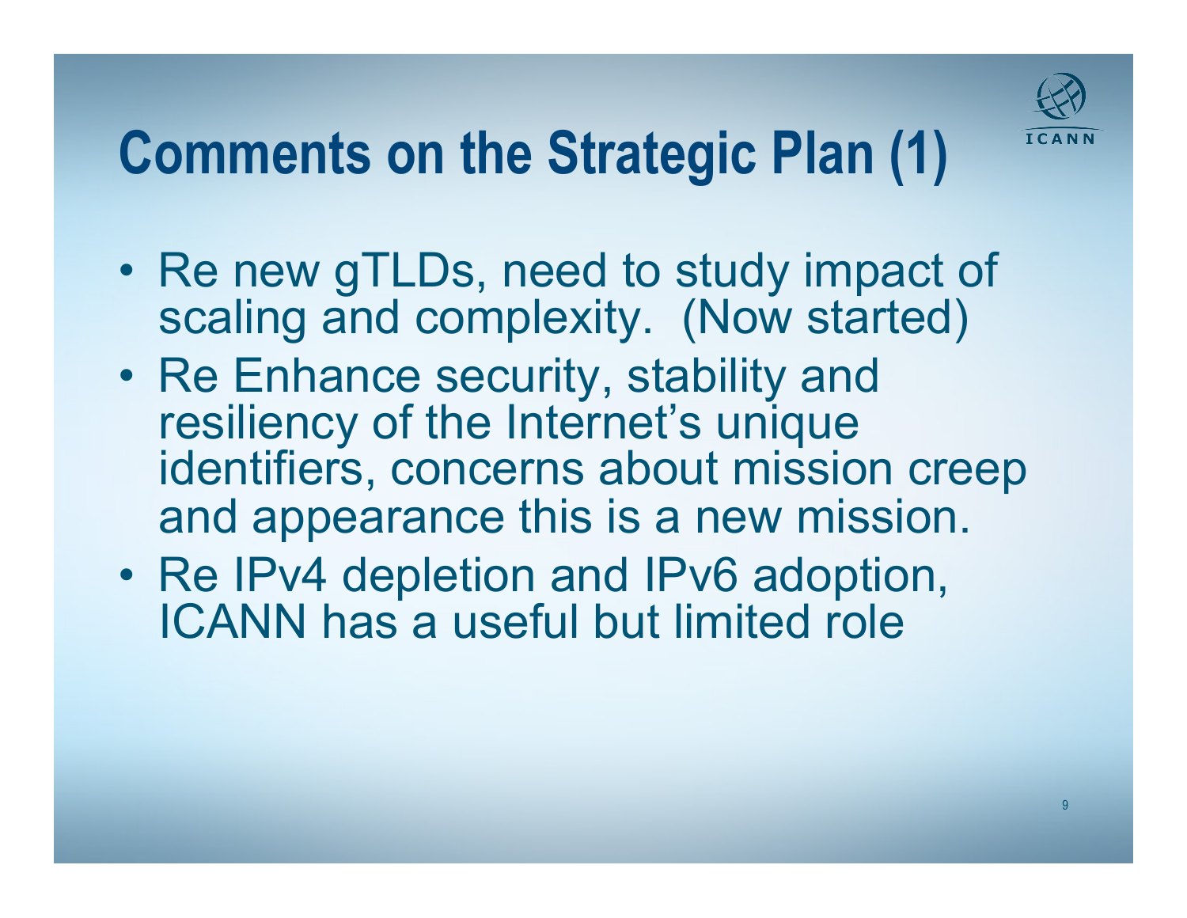# Comments on the Strategic Plan (1)

- Re new gTLDs, need to study impact of scaling and complexity. (Now started)
- Re Enhance security, stability and resiliency of the Internet's unique identifiers, concerns about mission creep and appearance this is a new mission.
- Re IPv4 depletion and IPv6 adoption, ICANN has a useful but limited role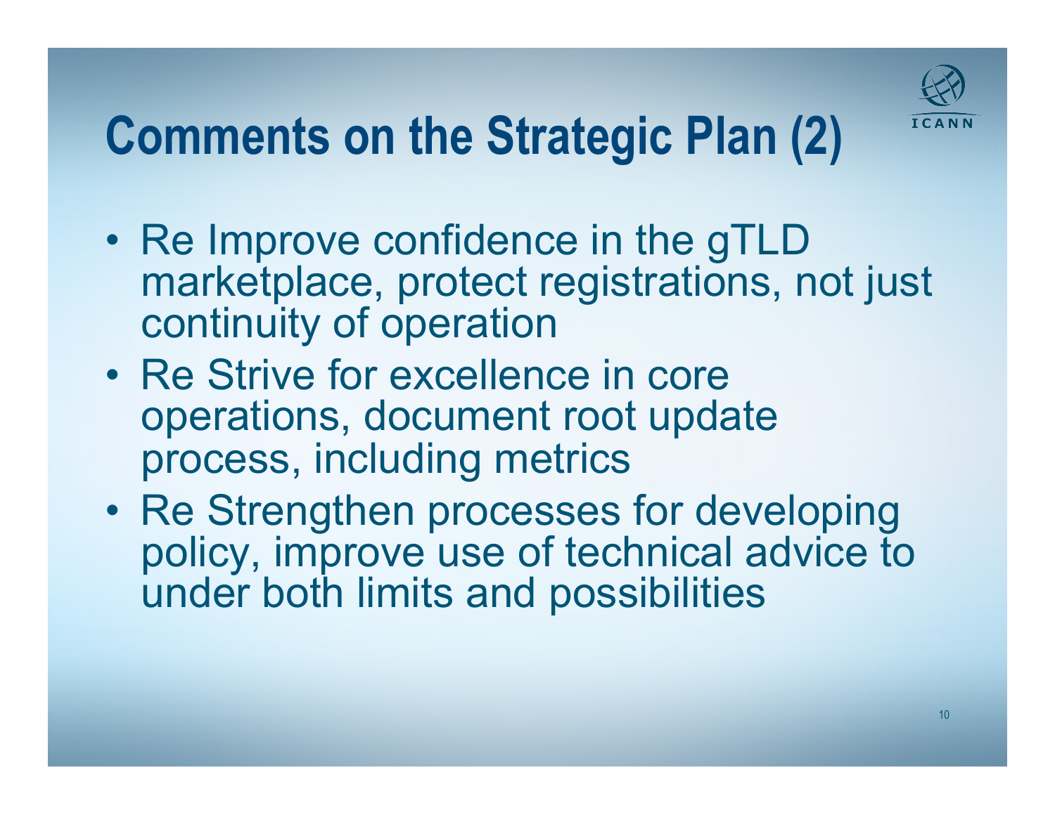# Comments on the Strategic Plan (2)

- Re Improve confidence in the gTLD marketplace, protect registrations, not just continuity of operation
- Re Strive for excellence in core operations, document root update process, including metrics
- Re Strengthen processes for developing policy, improve use of technical advice to under both limits and possibilities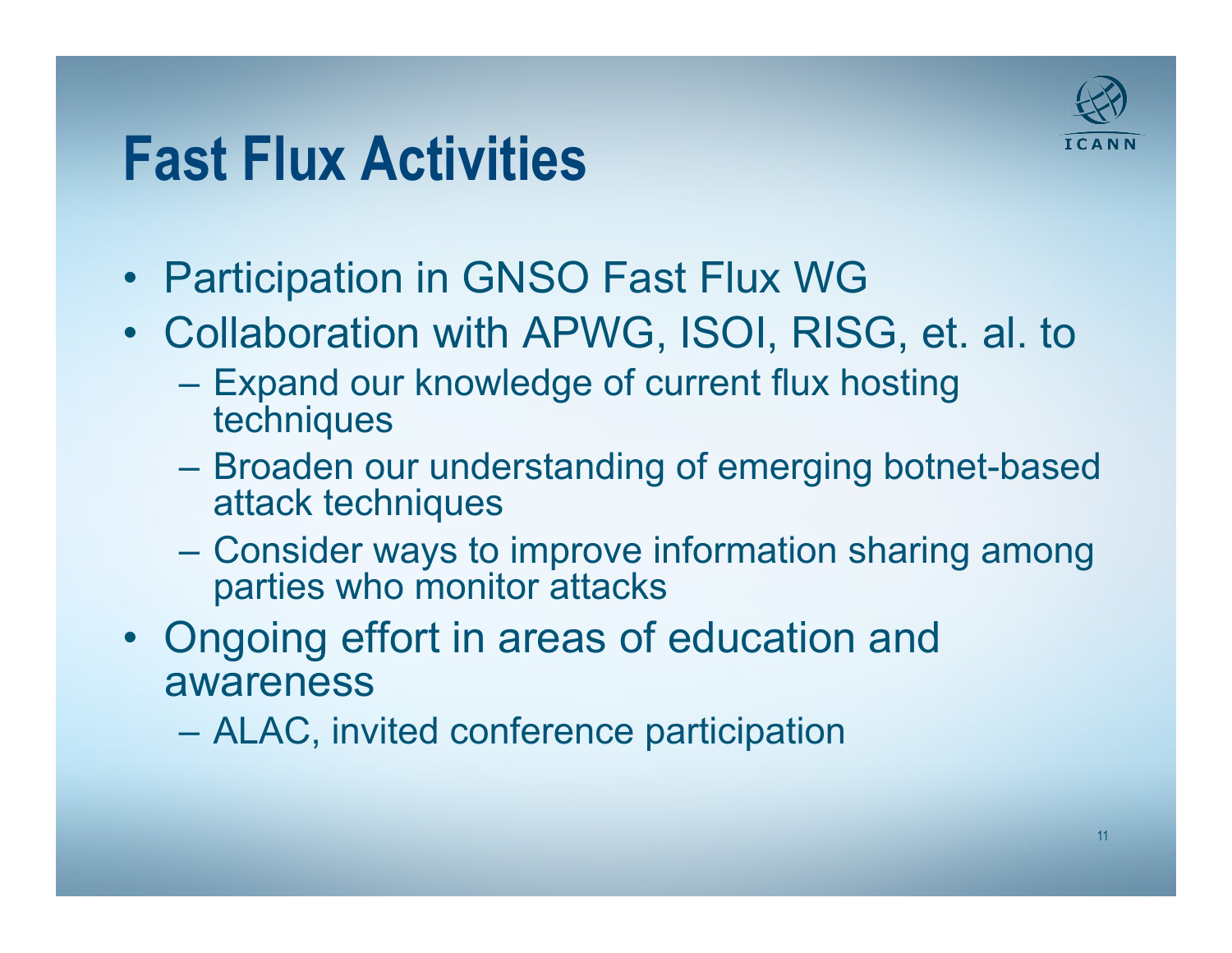# Fast Flux Activities

- Participation in GNSO Fast Flux WG
- Collaboration with APWG, ISOI, RISG, et. al. to
  - Expand our knowledge of current flux hosting techniques
  - Broaden our understanding of emerging botnet-based attack techniques
  - Consider ways to improve information sharing among parties who monitor attacks
- Ongoing effort in areas of education and awareness
  - ALAC, invited conference participation